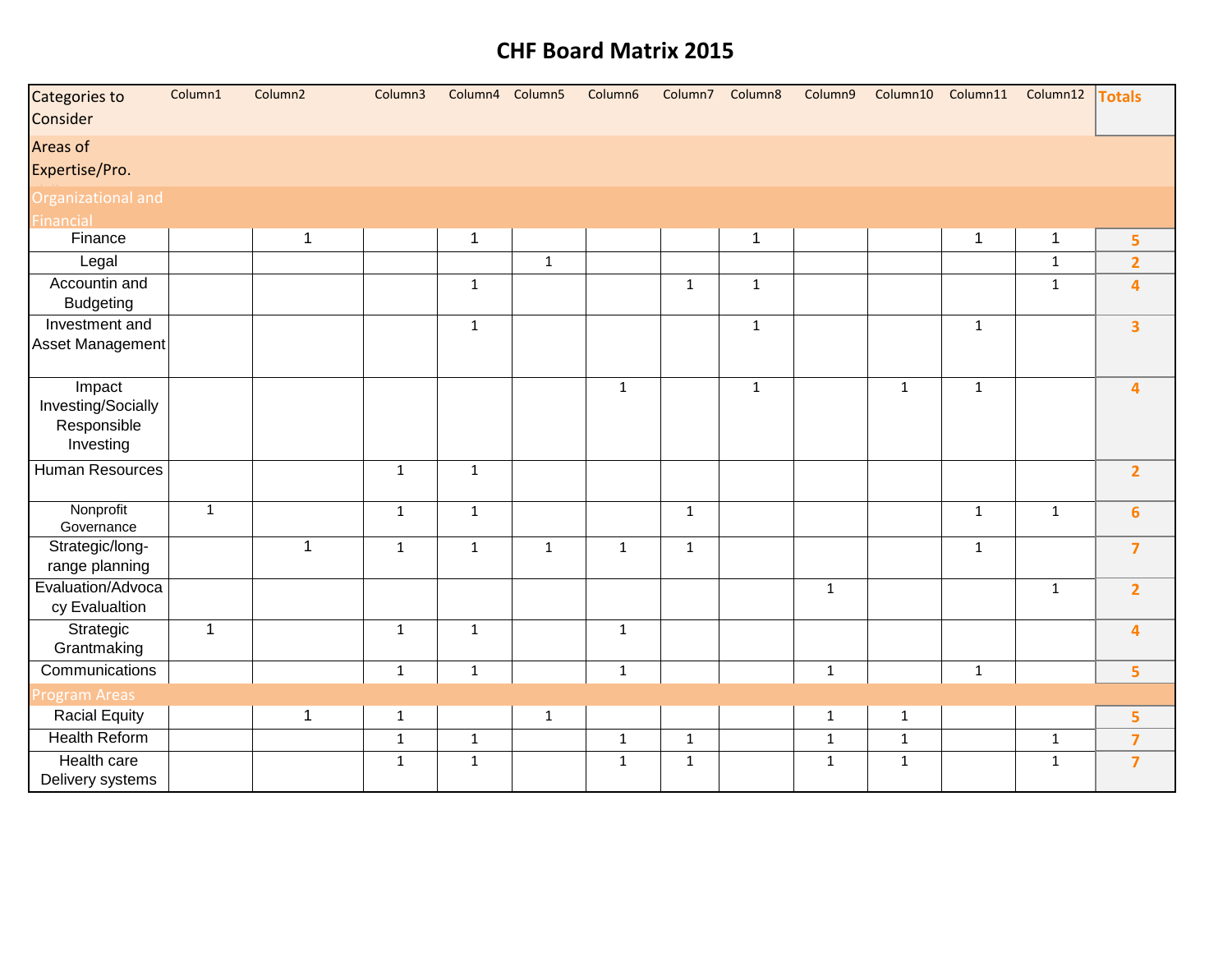# CHF Board Matrix 2015

| Categories to Consider | Column1 | Column2 | Column3 | Column4 | Column5 | Column6 | Column7 | Column8 | Column9 | Column10 | Column11 | Column12 | Totals |
|---|---|---|---|---|---|---|---|---|---|---|---|---|---|
| Areas of Expertise/Pro. | | | | | | | | | | | | | |
| Organizational and Financial | | | | | | | | | | | | | |
| Finance | | 1 | | 1 | | | | 1 | | | 1 | 1 | 5 |
| Legal | | | | | 1 | | | | | | | 1 | 2 |
| Accountin and Budgeting | | | | 1 | | | 1 | 1 | | | | 1 | 4 |
| Investment and Asset Management | | | | 1 | | | | 1 | | | 1 | | 3 |
| Impact Investing/Socially Responsible Investing | | | | | | 1 | | 1 | | 1 | 1 | | 4 |
| Human Resources | | | 1 | 1 | | | | | | | | | 2 |
| Nonprofit Governance | 1 | | 1 | 1 | | | 1 | | | | 1 | 1 | 6 |
| Strategic/long-range planning | | 1 | 1 | 1 | 1 | 1 | 1 | | | | 1 | | 7 |
| Evaluation/Advocacy Evalualtion | | | | | | | | | 1 | | | 1 | 2 |
| Strategic Grantmaking | 1 | | 1 | 1 | | 1 | | | | | | | 4 |
| Communications | | | 1 | 1 | | 1 | | | 1 | | 1 | | 5 |
| Program Areas | | | | | | | | | | | | | |
| Racial Equity | | 1 | 1 | | 1 | | | | 1 | 1 | | | 5 |
| Health Reform | | | 1 | 1 | | 1 | 1 | | 1 | 1 | | 1 | 7 |
| Health care Delivery systems | | | 1 | 1 | | 1 | 1 | | 1 | 1 | | 1 | 7 |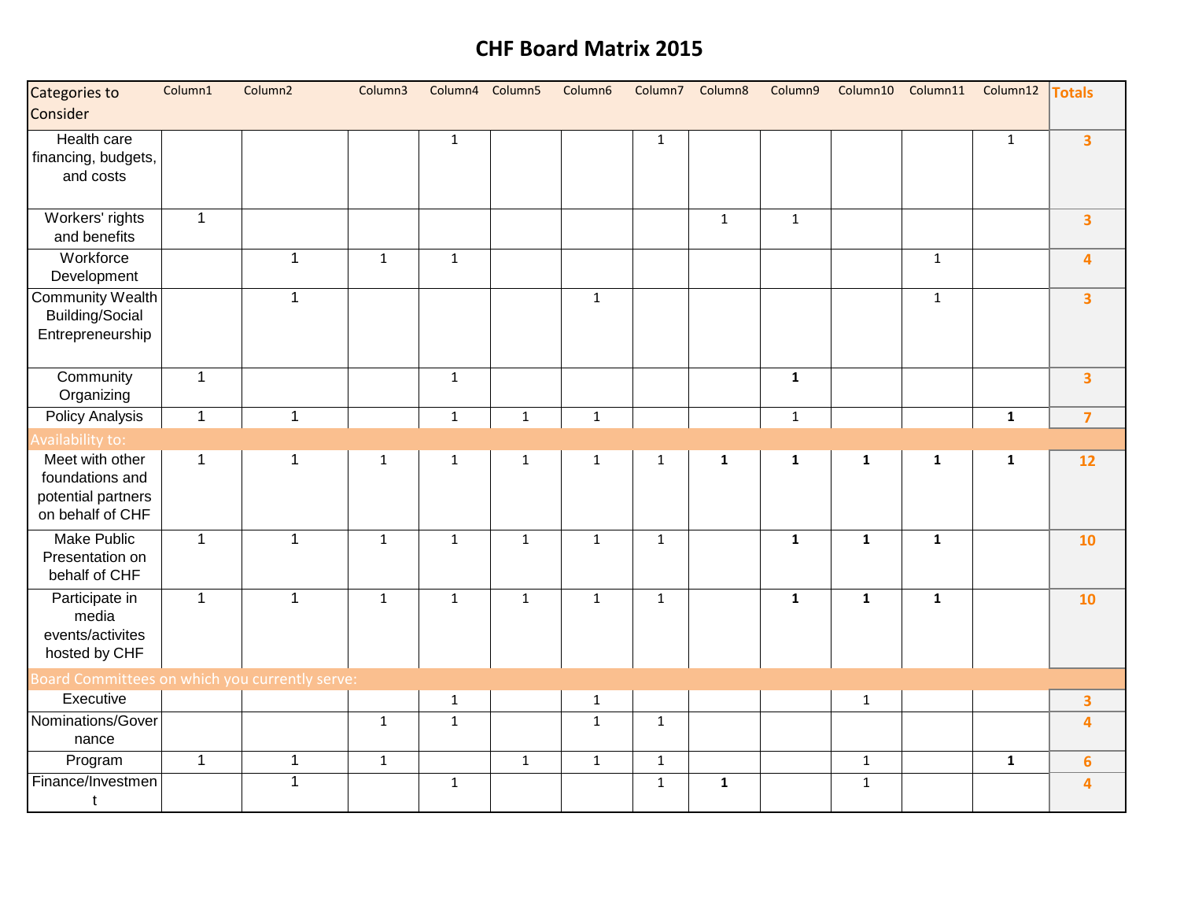# CHF Board Matrix 2015

| Categories to Consider | Column1 | Column2 | Column3 | Column4 | Column5 | Column6 | Column7 | Column8 | Column9 | Column10 | Column11 | Column12 | Totals |
|---|---|---|---|---|---|---|---|---|---|---|---|---|---|
| Health care financing, budgets, and costs | | | | 1 | | | 1 | | | | | 1 | 3 |
| Workers' rights and benefits | 1 | | | | | | | 1 | 1 | | | | 3 |
| Workforce Development | | 1 | 1 | 1 | | | | | | | 1 | | 4 |
| Community Wealth Building/Social Entrepreneurship | | 1 | | | | 1 | | | | | 1 | | 3 |
| Community Organizing | 1 | | | 1 | | | | | 1 | | | | 3 |
| Policy Analysis | 1 | 1 | | 1 | 1 | 1 | | | 1 | | | 1 | 7 |
| Availability to: | | | | | | | | | | | | | |
| Meet with other foundations and potential partners on behalf of CHF | 1 | 1 | 1 | 1 | 1 | 1 | 1 | 1 | 1 | 1 | 1 | 1 | 12 |
| Make Public Presentation on behalf of CHF | 1 | 1 | 1 | 1 | 1 | 1 | 1 | | 1 | 1 | 1 | | 10 |
| Participate in media events/activites hosted by CHF | 1 | 1 | 1 | 1 | 1 | 1 | 1 | | 1 | 1 | 1 | | 10 |
| Board Committees on which you currently serve: | | | | | | | | | | | | | |
| Executive | | | | 1 | | 1 | | | | 1 | | | 3 |
| Nominations/Governance | | | 1 | 1 | | 1 | 1 | | | | | | 4 |
| Program | 1 | 1 | 1 | | 1 | 1 | 1 | | | 1 | | 1 | 6 |
| Finance/Investment | | 1 | | 1 | | | 1 | 1 | | 1 | | | 4 |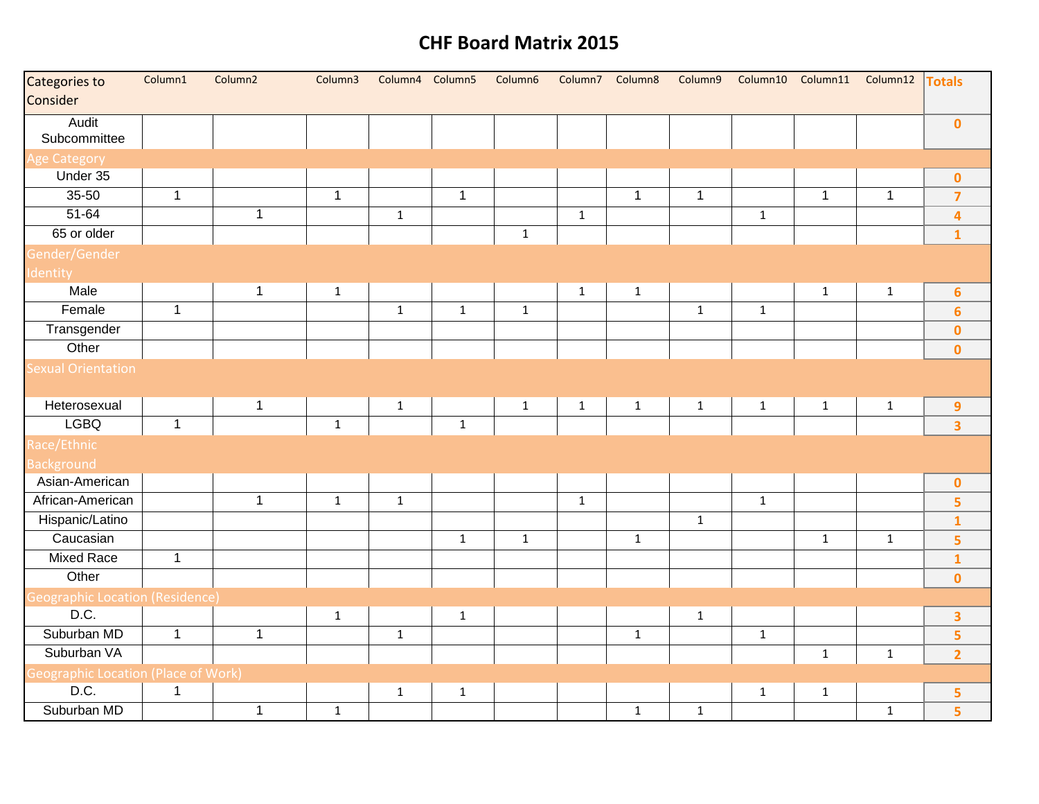# CHF Board Matrix 2015

| Categories to Consider | Column1 | Column2 | Column3 | Column4 | Column5 | Column6 | Column7 | Column8 | Column9 | Column10 | Column11 | Column12 | Totals |
|---|---|---|---|---|---|---|---|---|---|---|---|---|---|
| Audit Subcommittee | | | | | | | | | | | | | 0 |
| **Age Category** | | | | | | | | | | | | | |
| Under 35 | | | | | | | | | | | | | 0 |
| 35-50 | 1 | | 1 | | 1 | | | 1 | 1 | | 1 | 1 | 7 |
| 51-64 | | 1 | | 1 | | | 1 | | | 1 | | | 4 |
| 65 or older | | | | | | 1 | | | | | | | 1 |
| **Gender/Gender Identity** | | | | | | | | | | | | | |
| Male | | 1 | 1 | | | | 1 | 1 | | | 1 | 1 | 6 |
| Female | 1 | | | 1 | 1 | 1 | | | 1 | 1 | | | 6 |
| Transgender | | | | | | | | | | | | | 0 |
| Other | | | | | | | | | | | | | 0 |
| **Sexual Orientation** | | | | | | | | | | | | | |
| Heterosexual | | 1 | | 1 | | 1 | 1 | 1 | 1 | 1 | 1 | 1 | 9 |
| LGBQ | 1 | | 1 | | 1 | | | | | | | | 3 |
| **Race/Ethnic Background** | | | | | | | | | | | | | |
| Asian-American | | | | | | | | | | | | | 0 |
| African-American | | 1 | 1 | 1 | | | 1 | | | 1 | | | 5 |
| Hispanic/Latino | | | | | | | | | 1 | | | | 1 |
| Caucasian | | | | | 1 | 1 | | 1 | | | 1 | 1 | 5 |
| Mixed Race | 1 | | | | | | | | | | | | 1 |
| Other | | | | | | | | | | | | | 0 |
| **Geographic Location (Residence)** | | | | | | | | | | | | | |
| D.C. | | | 1 | | 1 | | | | 1 | | | | 3 |
| Suburban MD | 1 | 1 | | 1 | | | | 1 | | 1 | | | 5 |
| Suburban VA | | | | | | | | | | | 1 | 1 | 2 |
| **Geographic Location (Place of Work)** | | | | | | | | | | | | | |
| D.C. | 1 | | | 1 | 1 | | | | | 1 | 1 | | 5 |
| Suburban MD | | 1 | 1 | | | | | 1 | 1 | | | 1 | 5 |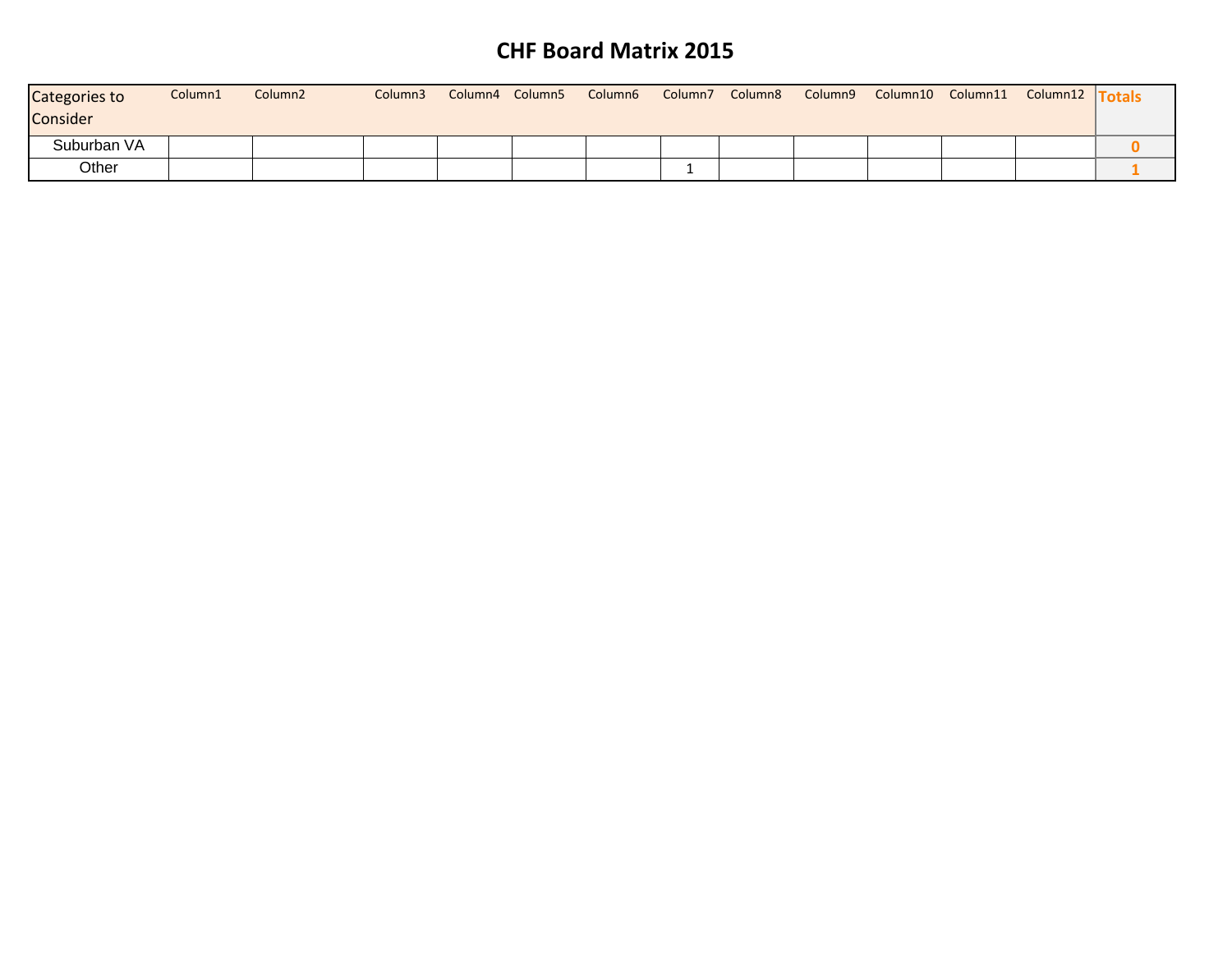# CHF Board Matrix 2015

| Categories to Consider | Column1 | Column2 | Column3 | Column4 | Column5 | Column6 | Column7 | Column8 | Column9 | Column10 | Column11 | Column12 | Totals |
|---|---|---|---|---|---|---|---|---|---|---|---|---|---|
| Suburban VA | | | | | | | | | | | | | 0 |
| Other | | | | | | | 1 | | | | | | 1 |